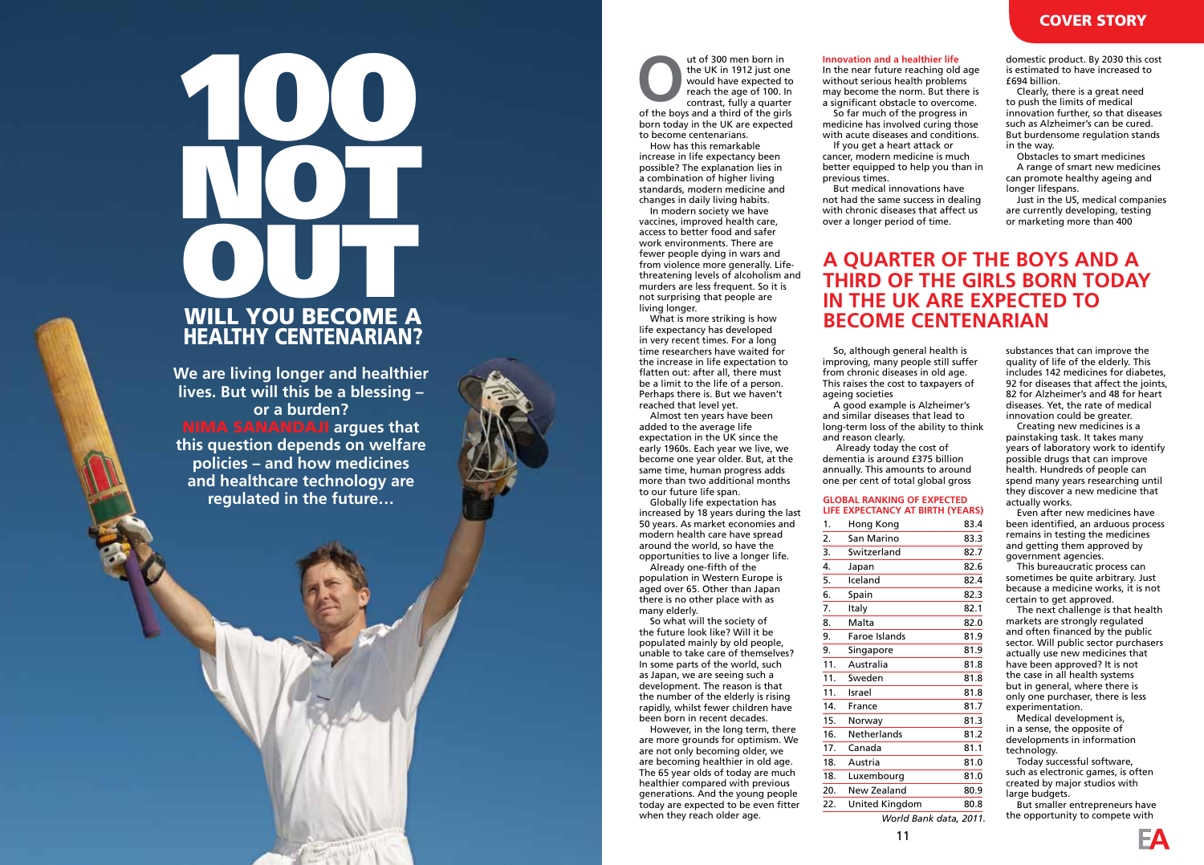# 100 NOT OUT

## WILL YOU BECOME A HEALTHY CENTENARIAN?

**We are living longer and healthier lives. But will this be a blessing – or a burden? NIMA SANANDAJI argues that this question depends on welfare policies – and how medicines and healthcare technology are regulated in the future…**

Out of 300 men born in the UK in 1912 just one would have expected to reach the age of 100. In contrast, fully a quarter of the boys and a third of the girls born today in the UK are expected to become centenarians.

How has this remarkable increase in life expectancy been possible? The explanation lies in a combination of higher living standards, modern medicine and changes in daily living habits.

In modern society we have vaccines, improved health care, access to better food and safer work environments. There are fewer people dying in wars and from violence more generally. Life-threatening levels of alcoholism and murders are less frequent. So it is not surprising that people are living longer.

What is more striking is how life expectancy has developed in very recent times. For a long time researchers have waited for the increase in life expectation to flatten out: after all, there must be a limit to the life of a person. Perhaps there is. But we haven't reached that level yet.

Almost ten years have been added to the average life expectation in the UK since the early 1960s. Each year we live, we become one year older. But, at the same time, human progress adds more than two additional months to our future life span.

Globally life expectancy has increased by 18 years during the last 50 years. As market economies and modern health care have spread around the world, so have the opportunities to live a longer life.

Already one-fifth of the population in Western Europe is aged over 65. Other than Japan there is no other place with as many elderly.

So what will the society of the future look like? Will it be populated mainly by old people, unable to take care of themselves? In some parts of the world, such as Japan, we are seeing such a development. The reason is that the number of the elderly is rising rapidly, whilst fewer children have been born in recent decades.

However, in the long term, there are more grounds for optimism. We are not only becoming older, we are becoming healthier in old age. The 65 year olds of today are much healthier compared with previous generations. And the young people today are expected to be even fitter when they reach older age.

**Innovation and a healthier life**

In the near future reaching old age without serious health problems may become the norm. But there is a significant obstacle to overcome.

So far much of the progress in medicine has involved curing those with acute diseases and conditions.

If you get a heart attack or cancer, modern medicine is much better equipped to help you than in previous times.

But medical innovations have not had the same success in dealing with chronic diseases that affect us over a longer period of time.

## A QUARTER OF THE BOYS AND A THIRD OF THE GIRLS BORN TODAY IN THE UK ARE EXPECTED TO BECOME CENTENARIAN

So, although general health is improving, many people still suffer from chronic diseases in old age. This raises the cost to taxpayers of ageing societies

A good example is Alzheimer's and similar diseases that lead to long-term loss of the ability to think and reason clearly.

Already today the cost of dementia is around £375 billion annually. This amounts to around one per cent of total global gross domestic product. By 2030 this cost is estimated to have increased to £694 billion.

Clearly, there is a great need to push the limits of medical innovation further, so that diseases such as Alzheimer's can be cured. But burdensome regulation stands in the way.

Obstacles to smart medicines

A range of smart new medicines can promote healthy ageing and longer lifespans.

Just in the US, medical companies are currently developing, testing or marketing more than 400 substances that can improve the quality of life of the elderly. This includes 142 medicines for diabetes, 92 for diseases that affect the joints, 82 for Alzheimer's and 48 for heart diseases. Yet, the rate of medical innovation could be greater.

Creating new medicines is a painstaking task. It takes many years of laboratory work to identify possible drugs that can improve health. Hundreds of people can spend many years researching until they discover a new medicine that actually works.

Even after new medicines have been identified, an arduous process remains in testing the medicines and getting them approved by government agencies.

This bureaucratic process can sometimes be quite arbitrary. Just because a medicine works, it is not certain to get approved.

The next challenge is that health markets are strongly regulated and often financed by the public sector. Will public sector purchasers actually use new medicines that have been approved? It is not the case in all health systems but in general, where there is only one purchaser, there is less experimentation.

Medical development is, in a sense, the opposite of developments in information technology.

Today successful software, such as electronic games, is often created by major studios with large budgets.

But smaller entrepreneurs have the opportunity to compete with

**GLOBAL RANKING OF EXPECTED LIFE EXPECTANCY AT BIRTH (YEARS)**

| Rank | Country | Years |
|---|---|---|
| 1. | Hong Kong | 83.4 |
| 2. | San Marino | 83.3 |
| 3. | Switzerland | 82.7 |
| 4. | Japan | 82.6 |
| 5. | Iceland | 82.4 |
| 6. | Spain | 82.3 |
| 7. | Italy | 82.1 |
| 8. | Malta | 82.0 |
| 9. | Faroe Islands | 81.9 |
| 9. | Singapore | 81.9 |
| 11. | Australia | 81.8 |
| 11. | Sweden | 81.8 |
| 11. | Israel | 81.8 |
| 14. | France | 81.7 |
| 15. | Norway | 81.3 |
| 16. | Netherlands | 81.2 |
| 17. | Canada | 81.1 |
| 18. | Austria | 81.0 |
| 18. | Luxembourg | 81.0 |
| 20. | New Zealand | 80.9 |
| 22. | United Kingdom | 80.8 |

*World Bank data, 2011.*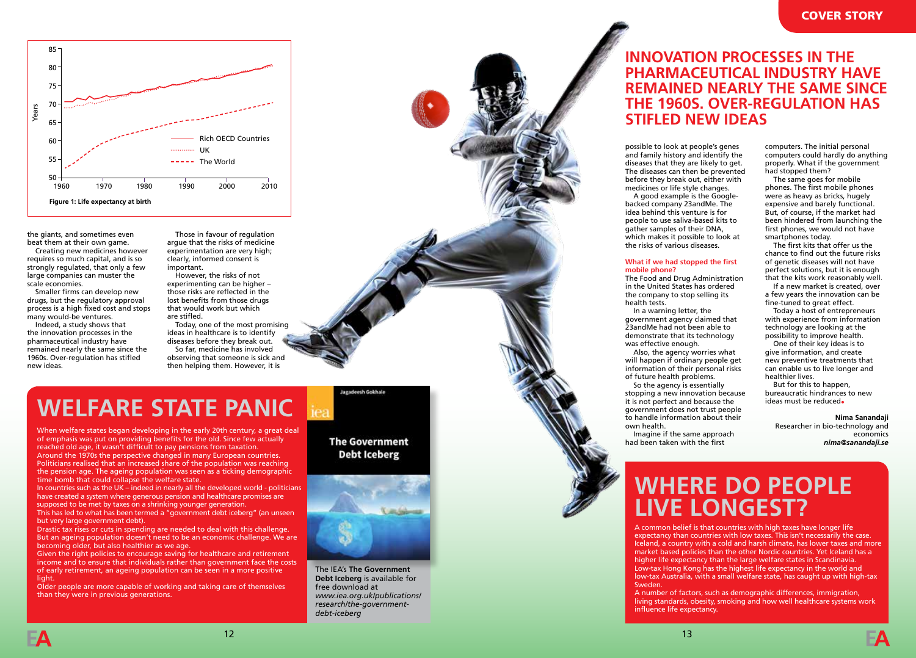85
80
75
70
65
60
55
50
Years
1960 1970 1980 1990 2000 2010
Rich OECD Countries
UK
The World

**Figure 1: Life expectancy at birth**

the giants, and sometimes even beat them at their own game.

Creating new medicines however requires so much capital, and is so strongly regulated, that only a few large companies can muster the scale economies.

Smaller firms can develop new drugs, but the regulatory approval process is a high fixed cost and stops many would-be ventures.

Indeed, a study shows that the innovation processes in the pharmaceutical industry have remained nearly the same since the 1960s. Over-regulation has stifled new ideas.

Those in favour of regulation argue that the risks of medicine experimentation are very high; clearly, informed consent is important.

However, the risks of not experimenting can be higher – those risks are reflected in the lost benefits from those drugs that would work but which are stifled.

Today, one of the most promising ideas in healthcare is to identify diseases before they break out.

So far, medicine has involved observing that someone is sick and then helping them. However, it is possible to look at people's genes and family history and identify the diseases that they are likely to get. The diseases can then be prevented before they break out, either with medicines or life style changes.

A good example is the Google-backed company 23andMe. The idea behind this venture is for people to use saliva-based kits to gather samples of their DNA, which makes it possible to look at the risks of various diseases.

## INNOVATION PROCESSES IN THE PHARMACEUTICAL INDUSTRY HAVE REMAINED NEARLY THE SAME SINCE THE 1960S. OVER-REGULATION HAS STIFLED NEW IDEAS

### What if we had stopped the first mobile phone?

The Food and Drug Administration in the United States has ordered the company to stop selling its health tests.

In a warning letter, the government agency claimed that 23andMe had not been able to demonstrate that its technology was effective enough.

Also, the agency worries what will happen if ordinary people get information of their personal risks of future health problems.

So the agency is essentially stopping a new innovation because it is not perfect and because the government does not trust people to handle information about their own health.

Imagine if the same approach had been taken with the first computers. The initial personal computers could hardly do anything properly. What if the government had stopped them?

The same goes for mobile phones. The first mobile phones were as heavy as bricks, hugely expensive and barely functional. But, of course, if the market had been hindered from launching the first phones, we would not have smartphones today.

The first kits that offer us the chance to find out the future risks of genetic diseases will not have perfect solutions, but it is enough that the kits work reasonably well.

If a new market is created, over a few years the innovation can be fine-tuned to great effect.

Today a host of entrepreneurs with experience from information technology are looking at the possibility to improve health.

One of their key ideas is to give information, and create new preventive treatments that can enable us to live longer and healthier lives.

But for this to happen, bureaucratic hindrances to new ideas must be reduced.

**Nima Sanandaji**
Researcher in bio-technology and economics
***nima@sanandaji.se***

# WELFARE STATE PANIC

When welfare states began developing in the early 20th century, a great deal of emphasis was put on providing benefits for the old. Since few actually reached old age, it wasn't difficult to pay pensions from taxation.

Around the 1970s the perspective changed in many European countries. Politicians realised that an increased share of the population was reaching the pension age. The ageing population was seen as a ticking demographic time bomb that could collapse the welfare state.

In countries such as the UK – indeed in nearly all the developed world - politicians have created a system where generous pension and healthcare promises are supposed to be met by taxes on a shrinking younger generation.

This has led to what has been termed a "government debt iceberg" (an unseen but very large government debt).

Drastic tax rises or cuts in spending are needed to deal with this challenge. But an ageing population doesn't need to be an economic challenge. We are becoming older, but also healthier as we age.

Given the right policies to encourage saving for healthcare and retirement income and to ensure that individuals rather than government face the costs of early retirement, an ageing population can be seen in a more positive light.

Older people are more capable of working and taking care of themselves than they were in previous generations.

Jagadeesh Gokhale
iea
**The Government Debt Iceberg**

The IEA's **The Government Debt Iceberg** is available for free download at *www.iea.org.uk/publications/research/the-government-debt-iceberg*

# WHERE DO PEOPLE LIVE LONGEST?

A common belief is that countries with high taxes have longer life expectancy than countries with low taxes. This isn't necessarily the case. Iceland, a country with a cold and harsh climate, has lower taxes and more market based policies than the other Nordic countries. Yet Iceland has a higher life expectancy than the large welfare states in Scandinavia.

Low-tax Hong Kong has the highest life expectancy in the world and low-tax Australia, with a small welfare state, has caught up with high-tax Sweden.

A number of factors, such as demographic differences, immigration, living standards, obesity, smoking and how well healthcare systems work influence life expectancy.